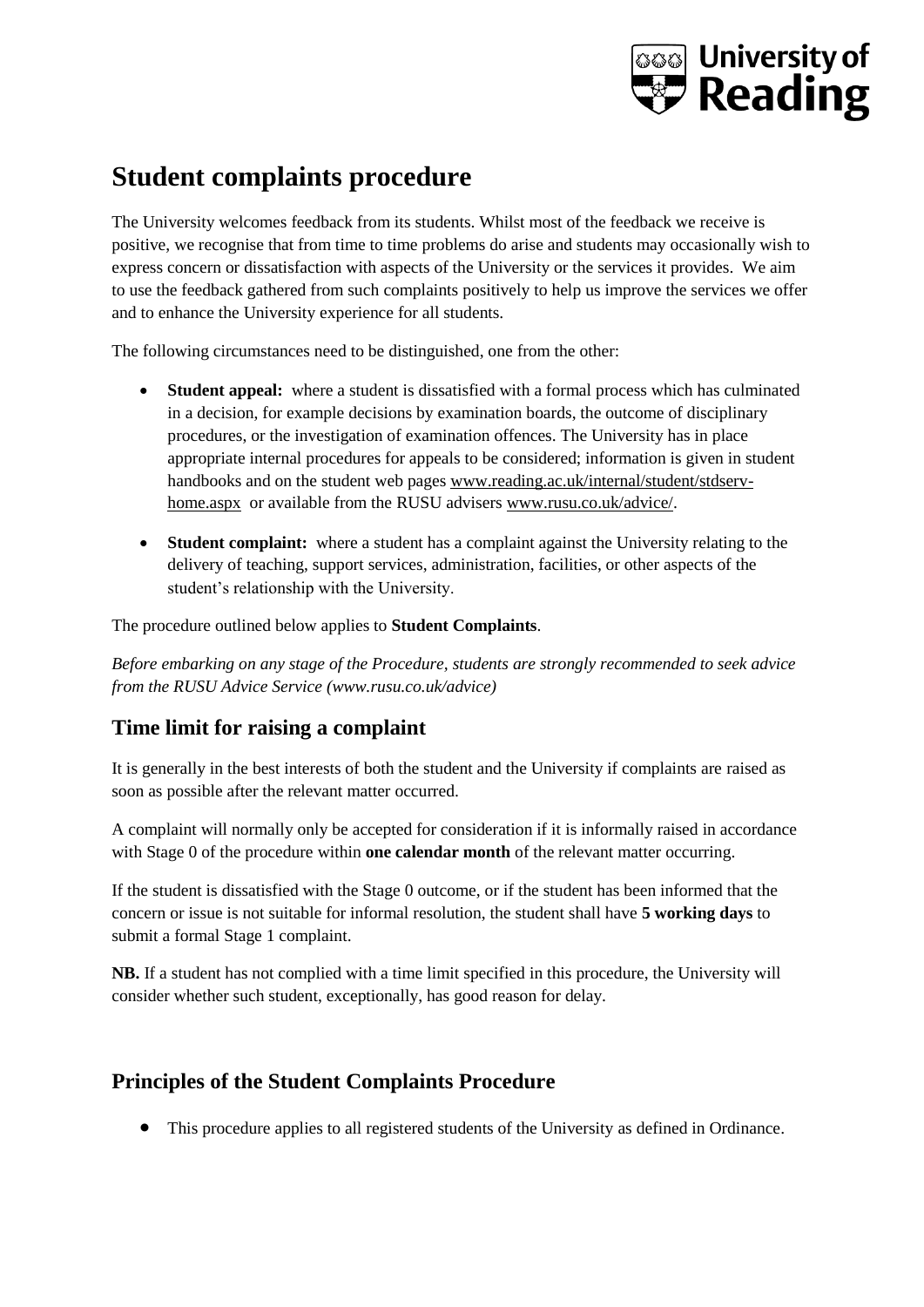# Student complaints procedure

The University welcomes feedback from its students. Whilst most of the feedback we receive is positive, we recognise that from time to time problems do arise and students may occasionally wish to express concern or dissatisfaction with aspects of the University or the services it provides. We aim to use the feedback gathered from such complaints positively to help us improve the services we offer and to enhance the University experience for all students.

The following circumstances need to be distinguished, one from the other:

- **Student appeal:** where a student is dissatisfied with a formal process which has culminated in a decision, for example decisions by examination boards, the outcome of disciplinary procedures, or the investigation of examination offences. The University has in place appropriate internal procedures for appeals to be considered; information is given in student handbooks and on the student web pages www.reading.ac.uk/internal/student/stdserv-home.aspx or available from the RUSU advisers www.rusu.co.uk/advice/.
- **Student complaint:** where a student has a complaint against the University relating to the delivery of teaching, support services, administration, facilities, or other aspects of the student's relationship with the University.

The procedure outlined below applies to **Student Complaints**.

*Before embarking on any stage of the Procedure, students are strongly recommended to seek advice from the RUSU Advice Service (www.rusu.co.uk/advice)*

## Time limit for raising a complaint

It is generally in the best interests of both the student and the University if complaints are raised as soon as possible after the relevant matter occurred.

A complaint will normally only be accepted for consideration if it is informally raised in accordance with Stage 0 of the procedure within **one calendar month** of the relevant matter occurring.

If the student is dissatisfied with the Stage 0 outcome, or if the student has been informed that the concern or issue is not suitable for informal resolution, the student shall have **5 working days** to submit a formal Stage 1 complaint.

**NB.** If a student has not complied with a time limit specified in this procedure, the University will consider whether such student, exceptionally, has good reason for delay.

## Principles of the Student Complaints Procedure

- This procedure applies to all registered students of the University as defined in Ordinance.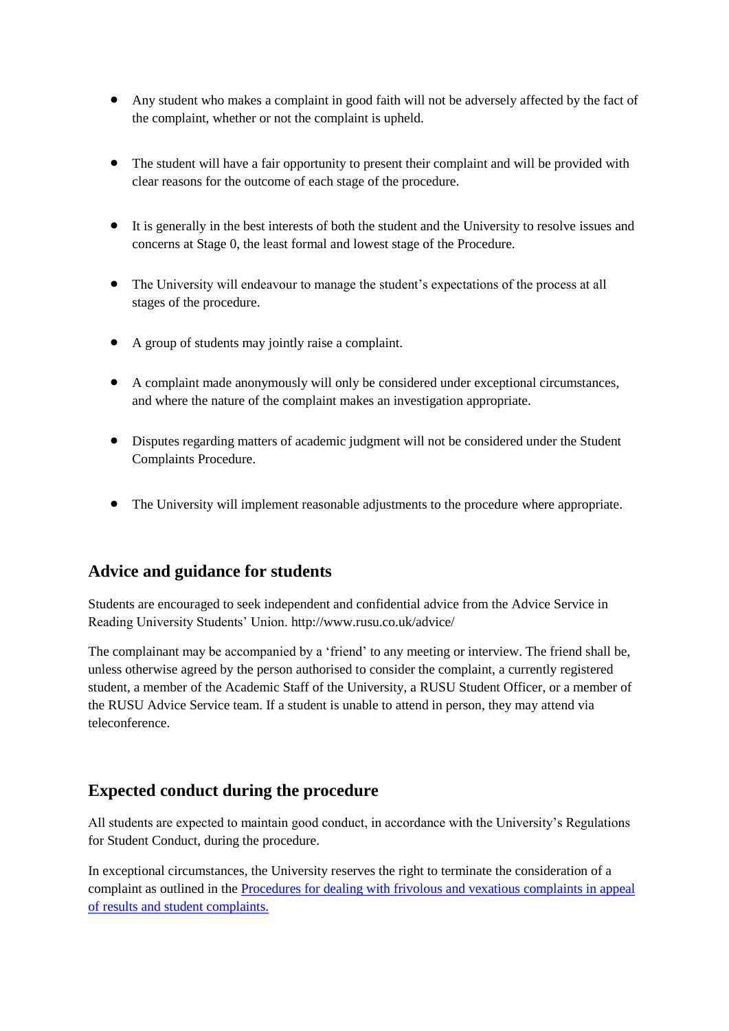- Any student who makes a complaint in good faith will not be adversely affected by the fact of the complaint, whether or not the complaint is upheld.

- The student will have a fair opportunity to present their complaint and will be provided with clear reasons for the outcome of each stage of the procedure.

- It is generally in the best interests of both the student and the University to resolve issues and concerns at Stage 0, the least formal and lowest stage of the Procedure.

- The University will endeavour to manage the student's expectations of the process at all stages of the procedure.

- A group of students may jointly raise a complaint.

- A complaint made anonymously will only be considered under exceptional circumstances, and where the nature of the complaint makes an investigation appropriate.

- Disputes regarding matters of academic judgment will not be considered under the Student Complaints Procedure.

- The University will implement reasonable adjustments to the procedure where appropriate.

## Advice and guidance for students

Students are encouraged to seek independent and confidential advice from the Advice Service in Reading University Students' Union. http://www.rusu.co.uk/advice/

The complainant may be accompanied by a 'friend' to any meeting or interview. The friend shall be, unless otherwise agreed by the person authorised to consider the complaint, a currently registered student, a member of the Academic Staff of the University, a RUSU Student Officer, or a member of the RUSU Advice Service team. If a student is unable to attend in person, they may attend via teleconference.

## Expected conduct during the procedure

All students are expected to maintain good conduct, in accordance with the University's Regulations for Student Conduct, during the procedure.

In exceptional circumstances, the University reserves the right to terminate the consideration of a complaint as outlined in the Procedures for dealing with frivolous and vexatious complaints in appeal of results and student complaints.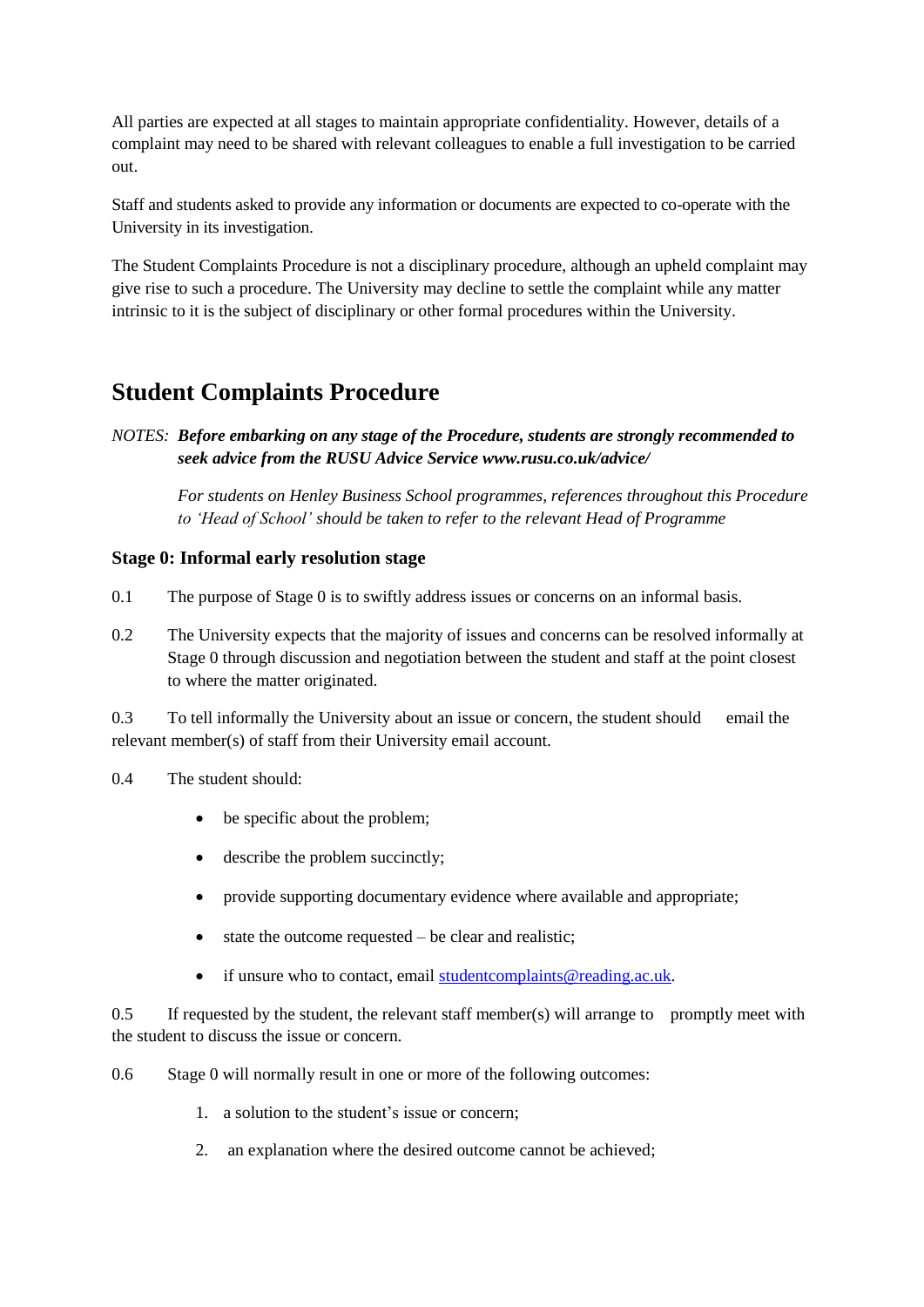All parties are expected at all stages to maintain appropriate confidentiality. However, details of a complaint may need to be shared with relevant colleagues to enable a full investigation to be carried out.

Staff and students asked to provide any information or documents are expected to co-operate with the University in its investigation.

The Student Complaints Procedure is not a disciplinary procedure, although an upheld complaint may give rise to such a procedure. The University may decline to settle the complaint while any matter intrinsic to it is the subject of disciplinary or other formal procedures within the University.

## Student Complaints Procedure

*NOTES:* ***Before embarking on any stage of the Procedure, students are strongly recommended to seek advice from the RUSU Advice Service www.rusu.co.uk/advice/***

*For students on Henley Business School programmes, references throughout this Procedure to 'Head of School' should be taken to refer to the relevant Head of Programme*

### Stage 0: Informal early resolution stage

0.1 The purpose of Stage 0 is to swiftly address issues or concerns on an informal basis.

0.2 The University expects that the majority of issues and concerns can be resolved informally at Stage 0 through discussion and negotiation between the student and staff at the point closest to where the matter originated.

0.3 To tell informally the University about an issue or concern, the student should email the relevant member(s) of staff from their University email account.

0.4 The student should:

- be specific about the problem;
- describe the problem succinctly;
- provide supporting documentary evidence where available and appropriate;
- state the outcome requested – be clear and realistic;
- if unsure who to contact, email studentcomplaints@reading.ac.uk.

0.5 If requested by the student, the relevant staff member(s) will arrange to promptly meet with the student to discuss the issue or concern.

0.6 Stage 0 will normally result in one or more of the following outcomes:

1. a solution to the student's issue or concern;
2. an explanation where the desired outcome cannot be achieved;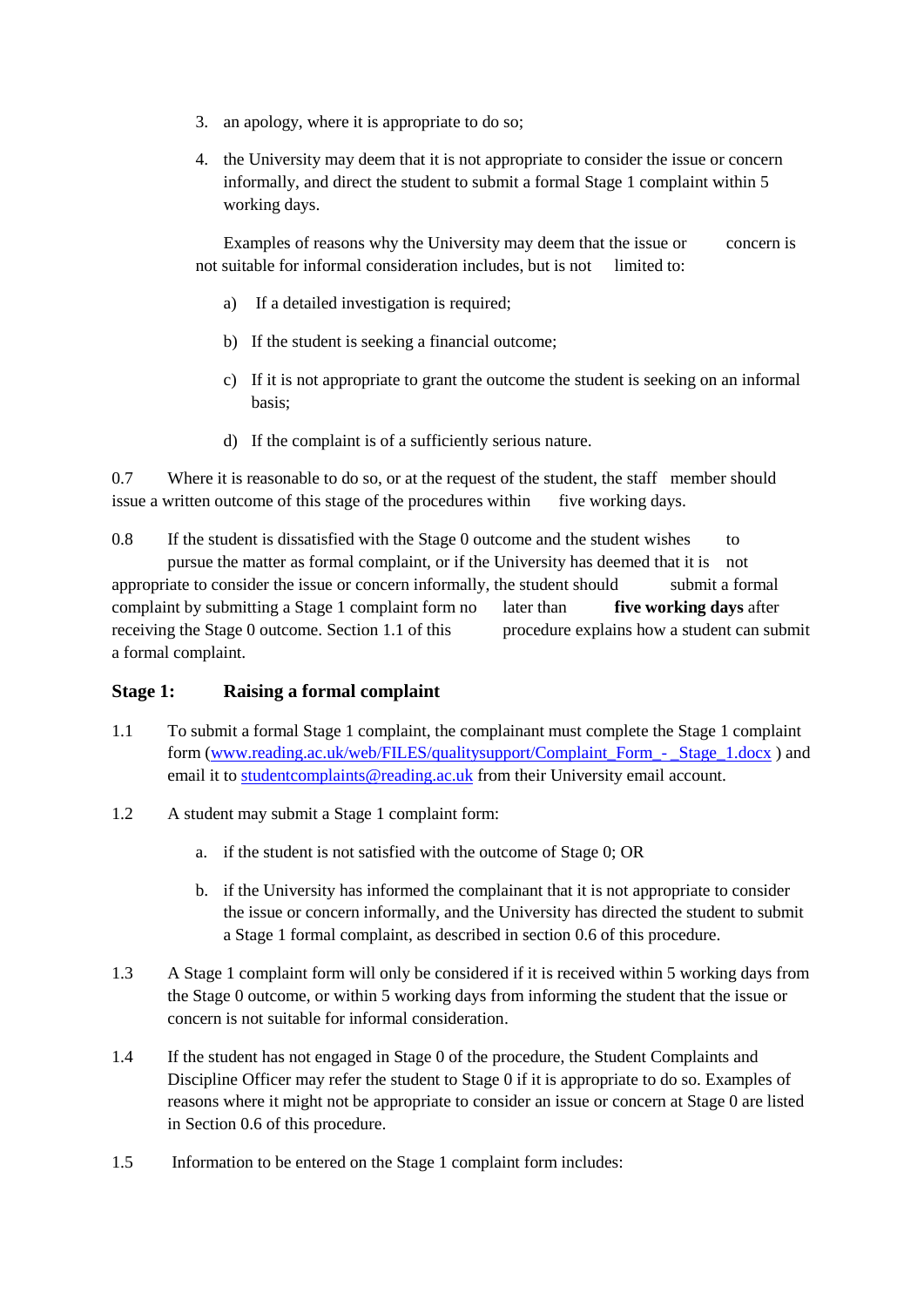3. an apology, where it is appropriate to do so;

4. the University may deem that it is not appropriate to consider the issue or concern informally, and direct the student to submit a formal Stage 1 complaint within 5 working days.

   Examples of reasons why the University may deem that the issue or concern is not suitable for informal consideration includes, but is not limited to:

   a) If a detailed investigation is required;

   b) If the student is seeking a financial outcome;

   c) If it is not appropriate to grant the outcome the student is seeking on an informal basis;

   d) If the complaint is of a sufficiently serious nature.

0.7 Where it is reasonable to do so, or at the request of the student, the staff member should issue a written outcome of this stage of the procedures within five working days.

0.8 If the student is dissatisfied with the Stage 0 outcome and the student wishes to pursue the matter as formal complaint, or if the University has deemed that it is not appropriate to consider the issue or concern informally, the student should submit a formal complaint by submitting a Stage 1 complaint form no later than **five working days** after receiving the Stage 0 outcome. Section 1.1 of this procedure explains how a student can submit a formal complaint.

### Stage 1: Raising a formal complaint

1.1 To submit a formal Stage 1 complaint, the complainant must complete the Stage 1 complaint form (www.reading.ac.uk/web/FILES/qualitysupport/Complaint_Form_-_Stage_1.docx ) and email it to studentcomplaints@reading.ac.uk from their University email account.

1.2 A student may submit a Stage 1 complaint form:

   a. if the student is not satisfied with the outcome of Stage 0; OR

   b. if the University has informed the complainant that it is not appropriate to consider the issue or concern informally, and the University has directed the student to submit a Stage 1 formal complaint, as described in section 0.6 of this procedure.

1.3 A Stage 1 complaint form will only be considered if it is received within 5 working days from the Stage 0 outcome, or within 5 working days from informing the student that the issue or concern is not suitable for informal consideration.

1.4 If the student has not engaged in Stage 0 of the procedure, the Student Complaints and Discipline Officer may refer the student to Stage 0 if it is appropriate to do so. Examples of reasons where it might not be appropriate to consider an issue or concern at Stage 0 are listed in Section 0.6 of this procedure.

1.5 Information to be entered on the Stage 1 complaint form includes: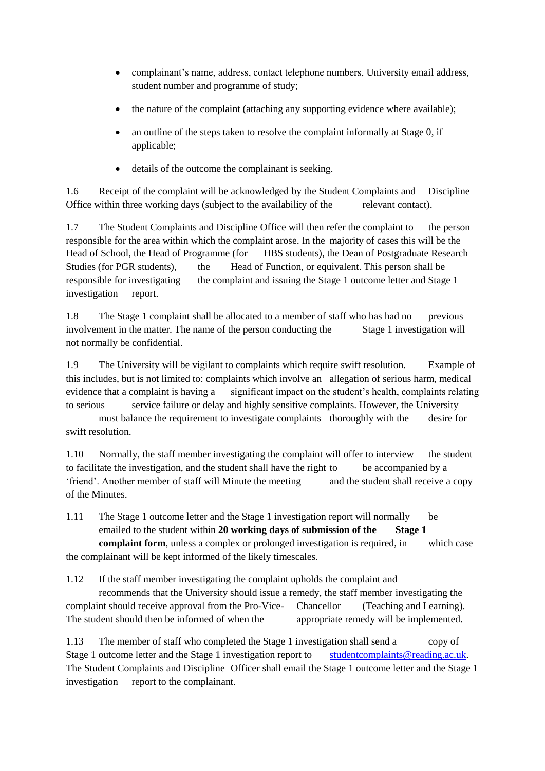- complainant's name, address, contact telephone numbers, University email address, student number and programme of study;
- the nature of the complaint (attaching any supporting evidence where available);
- an outline of the steps taken to resolve the complaint informally at Stage 0, if applicable;
- details of the outcome the complainant is seeking.

1.6 Receipt of the complaint will be acknowledged by the Student Complaints and Discipline Office within three working days (subject to the availability of the relevant contact).

1.7 The Student Complaints and Discipline Office will then refer the complaint to the person responsible for the area within which the complaint arose. In the majority of cases this will be the Head of School, the Head of Programme (for HBS students), the Dean of Postgraduate Research Studies (for PGR students), the Head of Function, or equivalent. This person shall be responsible for investigating the complaint and issuing the Stage 1 outcome letter and Stage 1 investigation report.

1.8 The Stage 1 complaint shall be allocated to a member of staff who has had no previous involvement in the matter. The name of the person conducting the Stage 1 investigation will not normally be confidential.

1.9 The University will be vigilant to complaints which require swift resolution. Example of this includes, but is not limited to: complaints which involve an allegation of serious harm, medical evidence that a complaint is having a significant impact on the student's health, complaints relating to serious service failure or delay and highly sensitive complaints. However, the University must balance the requirement to investigate complaints thoroughly with the desire for swift resolution.

1.10 Normally, the staff member investigating the complaint will offer to interview the student to facilitate the investigation, and the student shall have the right to be accompanied by a 'friend'. Another member of staff will Minute the meeting and the student shall receive a copy of the Minutes.

1.11 The Stage 1 outcome letter and the Stage 1 investigation report will normally be emailed to the student within **20 working days of submission of the Stage 1 complaint form**, unless a complex or prolonged investigation is required, in which case the complainant will be kept informed of the likely timescales.

1.12 If the staff member investigating the complaint upholds the complaint and recommends that the University should issue a remedy, the staff member investigating the complaint should receive approval from the Pro-Vice- Chancellor (Teaching and Learning). The student should then be informed of when the appropriate remedy will be implemented.

1.13 The member of staff who completed the Stage 1 investigation shall send a copy of Stage 1 outcome letter and the Stage 1 investigation report to studentcomplaints@reading.ac.uk. The Student Complaints and Discipline Officer shall email the Stage 1 outcome letter and the Stage 1 investigation report to the complainant.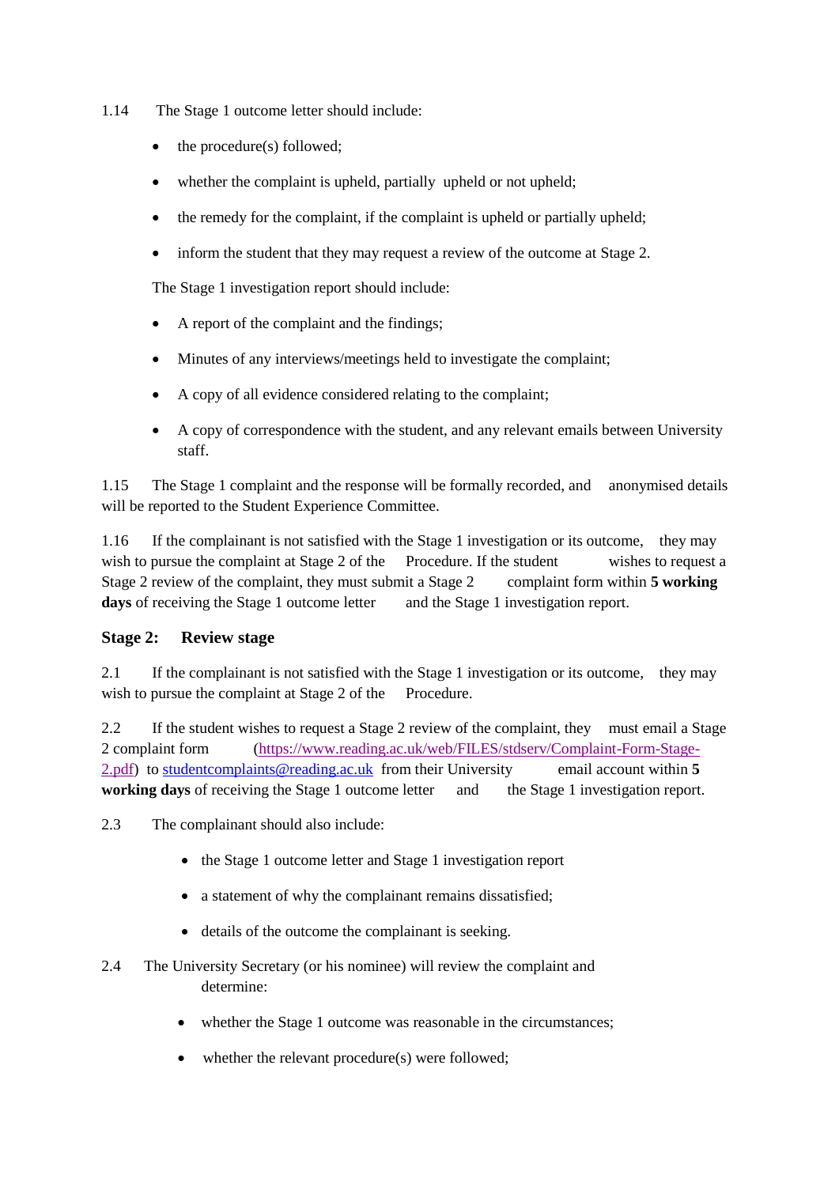1.14 The Stage 1 outcome letter should include:

- the procedure(s) followed;
- whether the complaint is upheld, partially upheld or not upheld;
- the remedy for the complaint, if the complaint is upheld or partially upheld;
- inform the student that they may request a review of the outcome at Stage 2.

The Stage 1 investigation report should include:

- A report of the complaint and the findings;
- Minutes of any interviews/meetings held to investigate the complaint;
- A copy of all evidence considered relating to the complaint;
- A copy of correspondence with the student, and any relevant emails between University staff.

1.15 The Stage 1 complaint and the response will be formally recorded, and anonymised details will be reported to the Student Experience Committee.

1.16 If the complainant is not satisfied with the Stage 1 investigation or its outcome, they may wish to pursue the complaint at Stage 2 of the Procedure. If the student wishes to request a Stage 2 review of the complaint, they must submit a Stage 2 complaint form within **5 working days** of receiving the Stage 1 outcome letter and the Stage 1 investigation report.

## Stage 2: Review stage

2.1 If the complainant is not satisfied with the Stage 1 investigation or its outcome, they may wish to pursue the complaint at Stage 2 of the Procedure.

2.2 If the student wishes to request a Stage 2 review of the complaint, they must email a Stage 2 complaint form (https://www.reading.ac.uk/web/FILES/stdserv/Complaint-Form-Stage-2.pdf) to studentcomplaints@reading.ac.uk from their University email account within **5 working days** of receiving the Stage 1 outcome letter and the Stage 1 investigation report.

2.3 The complainant should also include:

- the Stage 1 outcome letter and Stage 1 investigation report
- a statement of why the complainant remains dissatisfied;
- details of the outcome the complainant is seeking.

2.4 The University Secretary (or his nominee) will review the complaint and determine:

- whether the Stage 1 outcome was reasonable in the circumstances;
- whether the relevant procedure(s) were followed;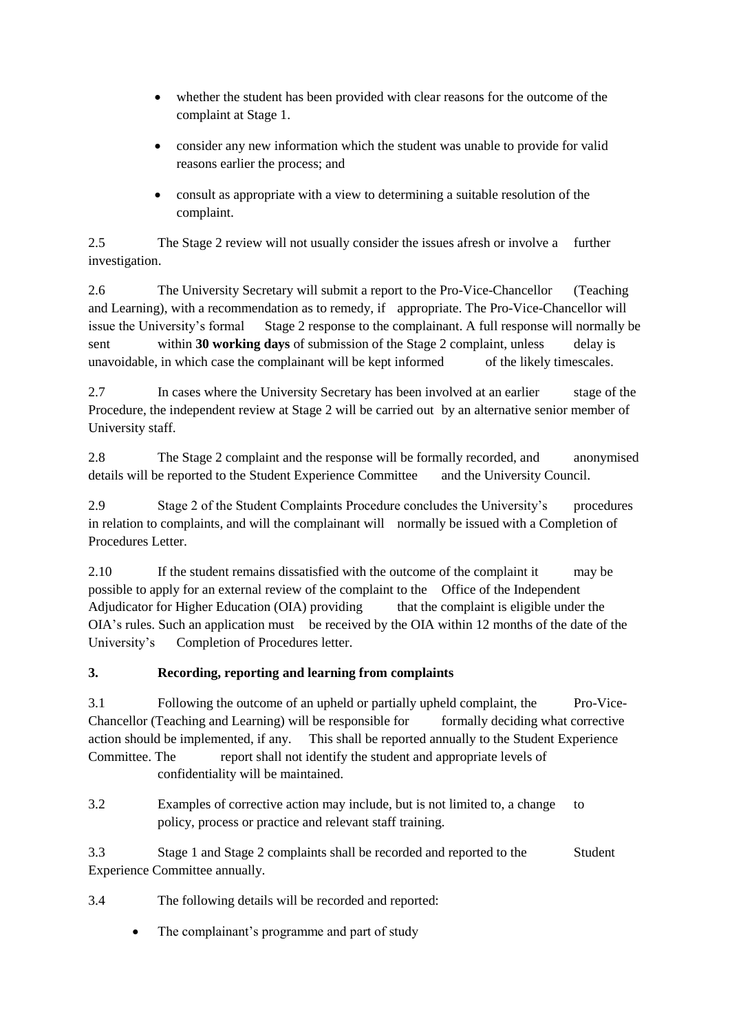- whether the student has been provided with clear reasons for the outcome of the complaint at Stage 1.

- consider any new information which the student was unable to provide for valid reasons earlier the process; and

- consult as appropriate with a view to determining a suitable resolution of the complaint.

2.5 The Stage 2 review will not usually consider the issues afresh or involve a further investigation.

2.6 The University Secretary will submit a report to the Pro-Vice-Chancellor (Teaching and Learning), with a recommendation as to remedy, if appropriate. The Pro-Vice-Chancellor will issue the University's formal Stage 2 response to the complainant. A full response will normally be sent within **30 working days** of submission of the Stage 2 complaint, unless delay is unavoidable, in which case the complainant will be kept informed of the likely timescales.

2.7 In cases where the University Secretary has been involved at an earlier stage of the Procedure, the independent review at Stage 2 will be carried out by an alternative senior member of University staff.

2.8 The Stage 2 complaint and the response will be formally recorded, and anonymised details will be reported to the Student Experience Committee and the University Council.

2.9 Stage 2 of the Student Complaints Procedure concludes the University's procedures in relation to complaints, and will the complainant will normally be issued with a Completion of Procedures Letter.

2.10 If the student remains dissatisfied with the outcome of the complaint it may be possible to apply for an external review of the complaint to the Office of the Independent Adjudicator for Higher Education (OIA) providing that the complaint is eligible under the OIA's rules. Such an application must be received by the OIA within 12 months of the date of the University's Completion of Procedures letter.

**3. Recording, reporting and learning from complaints**

3.1 Following the outcome of an upheld or partially upheld complaint, the Pro-Vice-Chancellor (Teaching and Learning) will be responsible for formally deciding what corrective action should be implemented, if any. This shall be reported annually to the Student Experience Committee. The report shall not identify the student and appropriate levels of confidentiality will be maintained.

3.2 Examples of corrective action may include, but is not limited to, a change to policy, process or practice and relevant staff training.

3.3 Stage 1 and Stage 2 complaints shall be recorded and reported to the Student Experience Committee annually.

3.4 The following details will be recorded and reported:

- The complainant's programme and part of study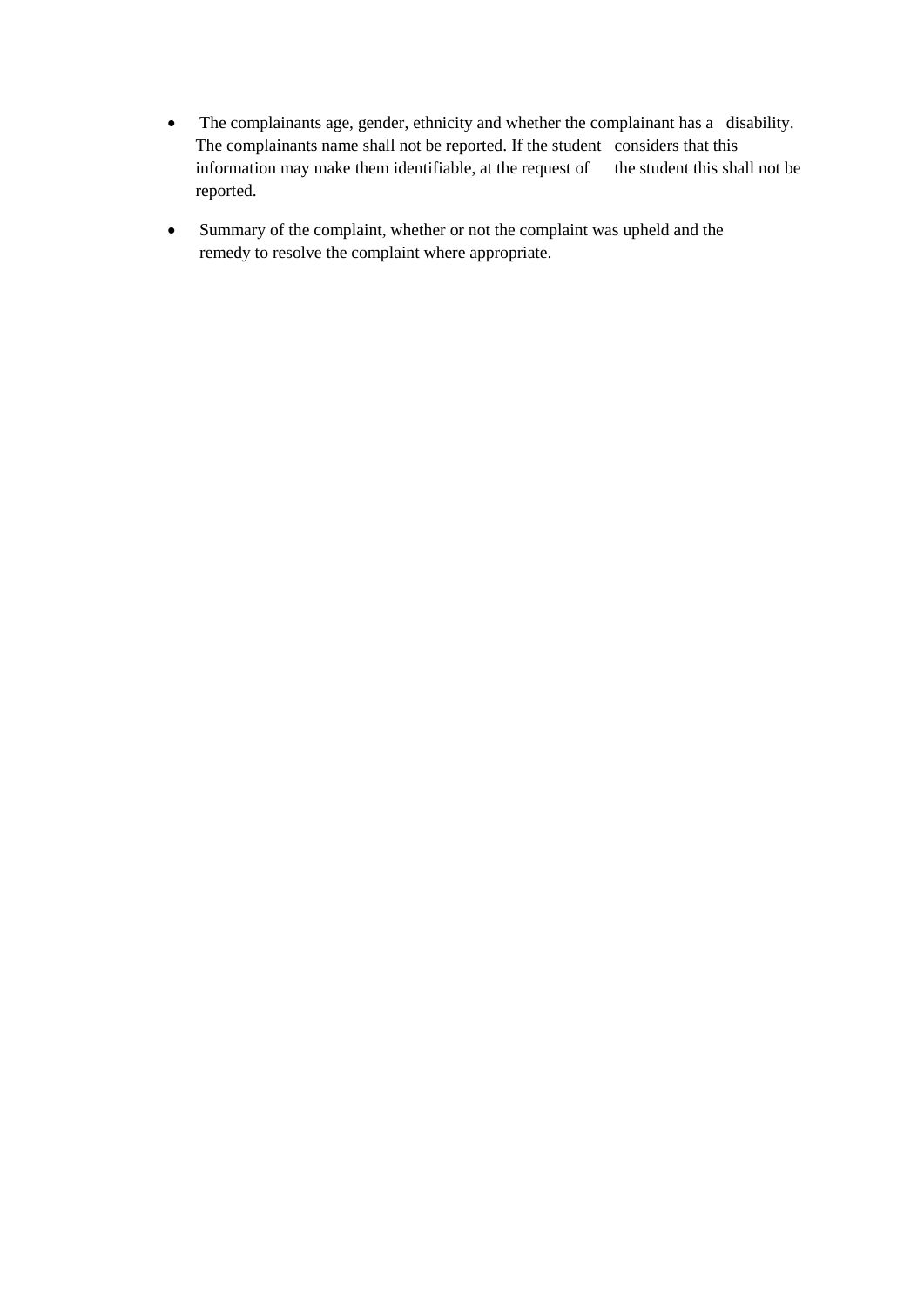- The complainants age, gender, ethnicity and whether the complainant has a disability. The complainants name shall not be reported. If the student considers that this information may make them identifiable, at the request of the student this shall not be reported.

- Summary of the complaint, whether or not the complaint was upheld and the remedy to resolve the complaint where appropriate.